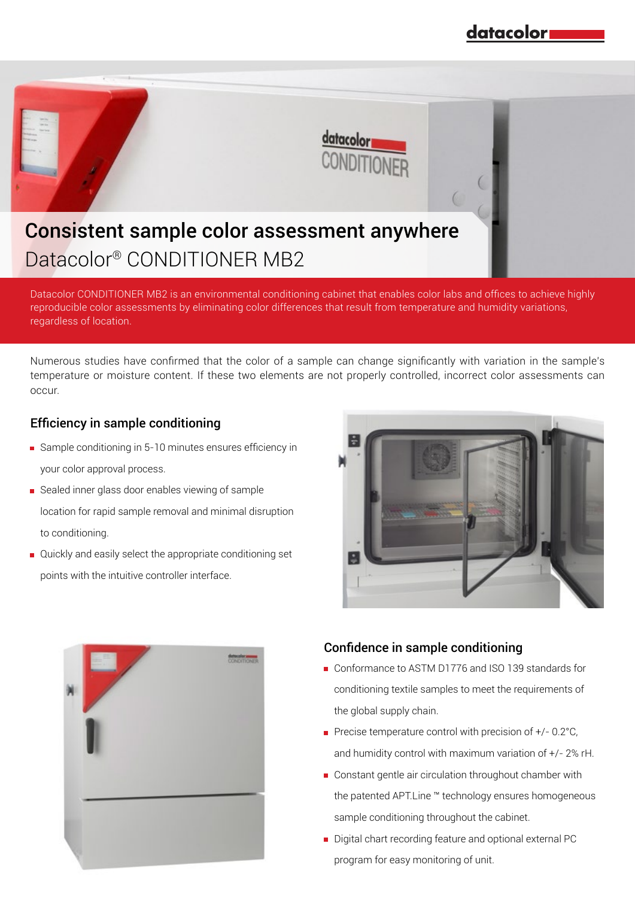# Consistent sample color assessment anywhere

## Datacolor® CONDITIONER MB2

Datacolor CONDITIONER MB2 is an environmental conditioning cabinet that enables color labs and offices to achieve highly reproducible color assessments by eliminating color differences that result from temperature and humidity variations, regardless of location.

Numerous studies have confirmed that the color of a sample can change significantly with variation in the sample's temperature or moisture content. If these two elements are not properly controlled, incorrect color assessments can occur.

### Efficiency in sample conditioning

- Sample conditioning in 5-10 minutes ensures efficiency in your color approval process.
- Sealed inner glass door enables viewing of sample location for rapid sample removal and minimal disruption to conditioning.
- Quickly and easily select the appropriate conditioning set points with the intuitive controller interface.

### Confidence in sample conditioning

- Conformance to ASTM D1776 and ISO 139 standards for conditioning textile samples to meet the requirements of the global supply chain.
- Precise temperature control with precision of +/- 0.2°C, and humidity control with maximum variation of +/- 2% rH.
- Constant gentle air circulation throughout chamber with the patented APT.Line ™ technology ensures homogeneous sample conditioning throughout the cabinet.
- Digital chart recording feature and optional external PC program for easy monitoring of unit.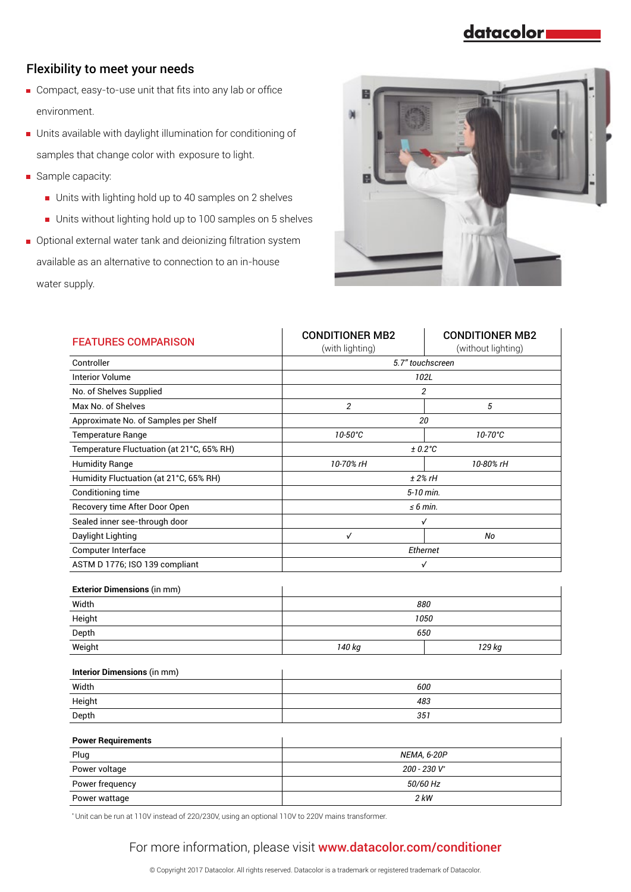## Flexibility to meet your needs

- Compact, easy-to-use unit that fits into any lab or office environment.
- Units available with daylight illumination for conditioning of samples that change color with exposure to light.
- Sample capacity:
  - Units with lighting hold up to 40 samples on 2 shelves
  - Units without lighting hold up to 100 samples on 5 shelves
- Optional external water tank and deionizing filtration system available as an alternative to connection to an in-house water supply.

| FEATURES COMPARISON | CONDITIONER MB2 (with lighting) | CONDITIONER MB2 (without lighting) |
|---|---|---|
| Controller | *5.7" touchscreen* | |
| Interior Volume | *102L* | |
| No. of Shelves Supplied | *2* | |
| Max No. of Shelves | *2* | *5* |
| Approximate No. of Samples per Shelf | *20* | |
| Temperature Range | *10-50°C* | *10-70°C* |
| Temperature Fluctuation (at 21°C, 65% RH) | *± 0.2°C* | |
| Humidity Range | *10-70% rH* | *10-80% rH* |
| Humidity Fluctuation (at 21°C, 65% RH) | *± 2% rH* | |
| Conditioning time | *5-10 min.* | |
| Recovery time After Door Open | *≤ 6 min.* | |
| Sealed inner see-through door | ✓ | |
| Daylight Lighting | ✓ | *No* |
| Computer Interface | *Ethernet* | |
| ASTM D 1776; ISO 139 compliant | ✓ | |

| **Exterior Dimensions** (in mm) | | |
|---|---|---|
| Width | *880* | |
| Height | *1050* | |
| Depth | *650* | |
| Weight | *140 kg* | *129 kg* |

| **Interior Dimensions** (in mm) | |
|---|---|
| Width | *600* |
| Height | *483* |
| Depth | *351* |

| **Power Requirements** | |
|---|---|
| Plug | *NEMA, 6-20P* |
| Power voltage | *200 - 230 V\** |
| Power frequency | *50/60 Hz* |
| Power wattage | *2 kW* |

\* Unit can be run at 110V instead of 220/230V, using an optional 110V to 220V mains transformer.

For more information, please visit **www.datacolor.com/conditioner**

© Copyright 2017 Datacolor. All rights reserved. Datacolor is a trademark or registered trademark of Datacolor.